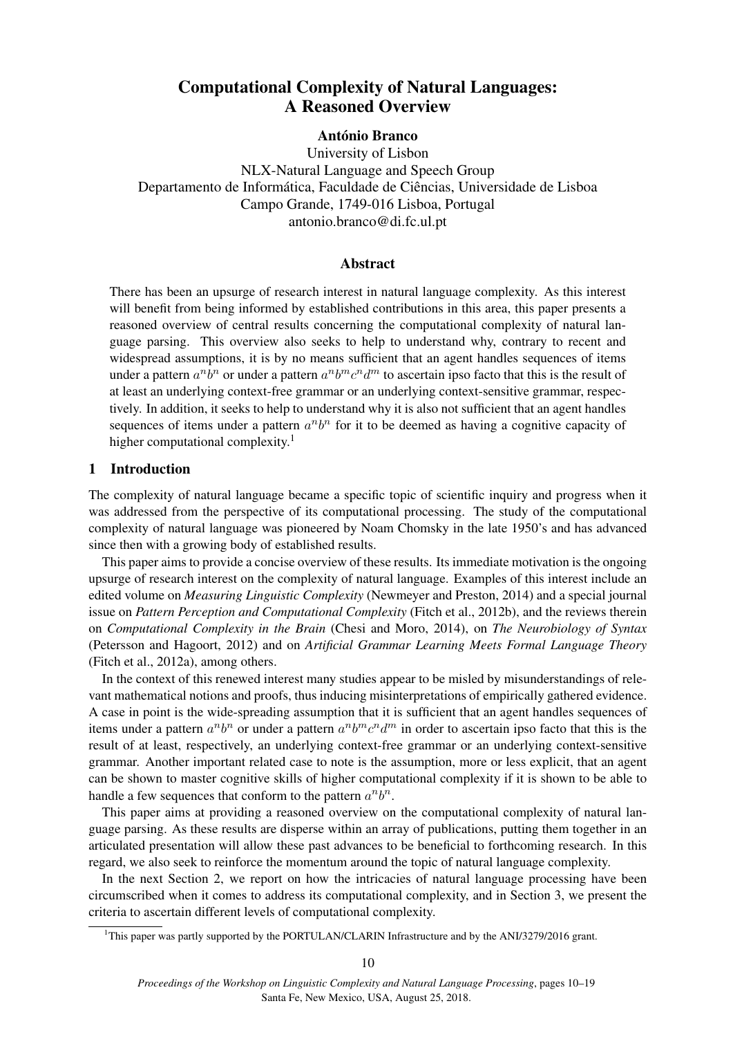# Computational Complexity of Natural Languages: A Reasoned Overview

**António Branco**

University of Lisbon
NLX-Natural Language and Speech Group
Departamento de Informática, Faculdade de Ciências, Universidade de Lisboa
Campo Grande, 1749-016 Lisboa, Portugal
antonio.branco@di.fc.ul.pt

## Abstract

There has been an upsurge of research interest in natural language complexity. As this interest will benefit from being informed by established contributions in this area, this paper presents a reasoned overview of central results concerning the computational complexity of natural language parsing. This overview also seeks to help to understand why, contrary to recent and widespread assumptions, it is by no means sufficient that an agent handles sequences of items under a pattern $a^nb^n$ or under a pattern $a^nb^mc^nd^m$ to ascertain ipso facto that this is the result of at least an underlying context-free grammar or an underlying context-sensitive grammar, respectively. In addition, it seeks to help to understand why it is also not sufficient that an agent handles sequences of items under a pattern $a^nb^n$ for it to be deemed as having a cognitive capacity of higher computational complexity.[1]

## 1 Introduction

The complexity of natural language became a specific topic of scientific inquiry and progress when it was addressed from the perspective of its computational processing. The study of the computational complexity of natural language was pioneered by Noam Chomsky in the late 1950's and has advanced since then with a growing body of established results.

This paper aims to provide a concise overview of these results. Its immediate motivation is the ongoing upsurge of research interest on the complexity of natural language. Examples of this interest include an edited volume on *Measuring Linguistic Complexity* (Newmeyer and Preston, 2014) and a special journal issue on *Pattern Perception and Computational Complexity* (Fitch et al., 2012b), and the reviews therein on *Computational Complexity in the Brain* (Chesi and Moro, 2014), on *The Neurobiology of Syntax* (Petersson and Hagoort, 2012) and on *Artificial Grammar Learning Meets Formal Language Theory* (Fitch et al., 2012a), among others.

In the context of this renewed interest many studies appear to be misled by misunderstandings of relevant mathematical notions and proofs, thus inducing misinterpretations of empirically gathered evidence. A case in point is the wide-spreading assumption that it is sufficient that an agent handles sequences of items under a pattern $a^nb^n$ or under a pattern $a^nb^mc^nd^m$ in order to ascertain ipso facto that this is the result of at least, respectively, an underlying context-free grammar or an underlying context-sensitive grammar. Another important related case to note is the assumption, more or less explicit, that an agent can be shown to master cognitive skills of higher computational complexity if it is shown to be able to handle a few sequences that conform to the pattern $a^nb^n$.

This paper aims at providing a reasoned overview on the computational complexity of natural language parsing. As these results are disperse within an array of publications, putting them together in an articulated presentation will allow these past advances to be beneficial to forthcoming research. In this regard, we also seek to reinforce the momentum around the topic of natural language complexity.

In the next Section 2, we report on how the intricacies of natural language processing have been circumscribed when it comes to address its computational complexity, and in Section 3, we present the criteria to ascertain different levels of computational complexity.

[1] This paper was partly supported by the PORTULAN/CLARIN Infrastructure and by the ANI/3279/2016 grant.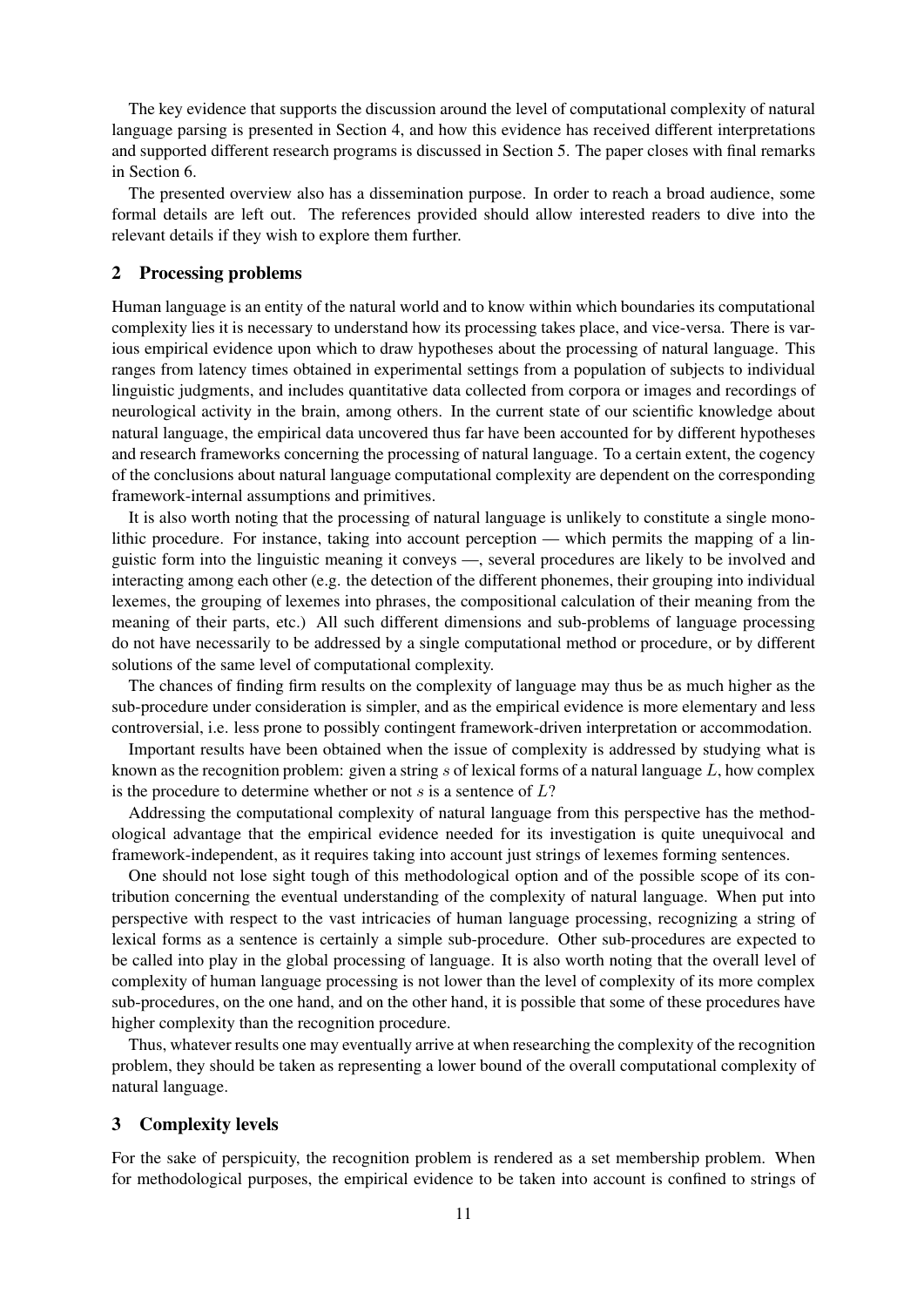The key evidence that supports the discussion around the level of computational complexity of natural language parsing is presented in Section 4, and how this evidence has received different interpretations and supported different research programs is discussed in Section 5. The paper closes with final remarks in Section 6.

The presented overview also has a dissemination purpose. In order to reach a broad audience, some formal details are left out. The references provided should allow interested readers to dive into the relevant details if they wish to explore them further.

## 2 Processing problems

Human language is an entity of the natural world and to know within which boundaries its computational complexity lies it is necessary to understand how its processing takes place, and vice-versa. There is various empirical evidence upon which to draw hypotheses about the processing of natural language. This ranges from latency times obtained in experimental settings from a population of subjects to individual linguistic judgments, and includes quantitative data collected from corpora or images and recordings of neurological activity in the brain, among others. In the current state of our scientific knowledge about natural language, the empirical data uncovered thus far have been accounted for by different hypotheses and research frameworks concerning the processing of natural language. To a certain extent, the cogency of the conclusions about natural language computational complexity are dependent on the corresponding framework-internal assumptions and primitives.

It is also worth noting that the processing of natural language is unlikely to constitute a single monolithic procedure. For instance, taking into account perception — which permits the mapping of a linguistic form into the linguistic meaning it conveys —, several procedures are likely to be involved and interacting among each other (e.g. the detection of the different phonemes, their grouping into individual lexemes, the grouping of lexemes into phrases, the compositional calculation of their meaning from the meaning of their parts, etc.) All such different dimensions and sub-problems of language processing do not have necessarily to be addressed by a single computational method or procedure, or by different solutions of the same level of computational complexity.

The chances of finding firm results on the complexity of language may thus be as much higher as the sub-procedure under consideration is simpler, and as the empirical evidence is more elementary and less controversial, i.e. less prone to possibly contingent framework-driven interpretation or accommodation.

Important results have been obtained when the issue of complexity is addressed by studying what is known as the recognition problem: given a string $s$ of lexical forms of a natural language $L$, how complex is the procedure to determine whether or not $s$ is a sentence of $L$?

Addressing the computational complexity of natural language from this perspective has the methodological advantage that the empirical evidence needed for its investigation is quite unequivocal and framework-independent, as it requires taking into account just strings of lexemes forming sentences.

One should not lose sight tough of this methodological option and of the possible scope of its contribution concerning the eventual understanding of the complexity of natural language. When put into perspective with respect to the vast intricacies of human language processing, recognizing a string of lexical forms as a sentence is certainly a simple sub-procedure. Other sub-procedures are expected to be called into play in the global processing of language. It is also worth noting that the overall level of complexity of human language processing is not lower than the level of complexity of its more complex sub-procedures, on the one hand, and on the other hand, it is possible that some of these procedures have higher complexity than the recognition procedure.

Thus, whatever results one may eventually arrive at when researching the complexity of the recognition problem, they should be taken as representing a lower bound of the overall computational complexity of natural language.

## 3 Complexity levels

For the sake of perspicuity, the recognition problem is rendered as a set membership problem. When for methodological purposes, the empirical evidence to be taken into account is confined to strings of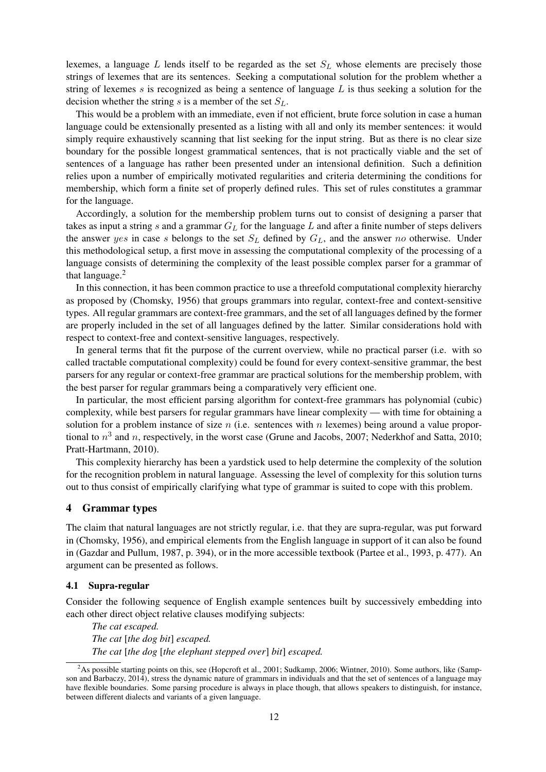lexemes, a language $L$ lends itself to be regarded as the set $S_L$ whose elements are precisely those strings of lexemes that are its sentences. Seeking a computational solution for the problem whether a string of lexemes $s$ is recognized as being a sentence of language $L$ is thus seeking a solution for the decision whether the string $s$ is a member of the set $S_L$.

This would be a problem with an immediate, even if not efficient, brute force solution in case a human language could be extensionally presented as a listing with all and only its member sentences: it would simply require exhaustively scanning that list seeking for the input string. But as there is no clear size boundary for the possible longest grammatical sentences, that is not practically viable and the set of sentences of a language has rather been presented under an intensional definition. Such a definition relies upon a number of empirically motivated regularities and criteria determining the conditions for membership, which form a finite set of properly defined rules. This set of rules constitutes a grammar for the language.

Accordingly, a solution for the membership problem turns out to consist of designing a parser that takes as input a string $s$ and a grammar $G_L$ for the language $L$ and after a finite number of steps delivers the answer $yes$ in case $s$ belongs to the set $S_L$ defined by $G_L$, and the answer $no$ otherwise. Under this methodological setup, a first move in assessing the computational complexity of the processing of a language consists of determining the complexity of the least possible complex parser for a grammar of that language.[2]

In this connection, it has been common practice to use a threefold computational complexity hierarchy as proposed by (Chomsky, 1956) that groups grammars into regular, context-free and context-sensitive types. All regular grammars are context-free grammars, and the set of all languages defined by the former are properly included in the set of all languages defined by the latter. Similar considerations hold with respect to context-free and context-sensitive languages, respectively.

In general terms that fit the purpose of the current overview, while no practical parser (i.e. with so called tractable computational complexity) could be found for every context-sensitive grammar, the best parsers for any regular or context-free grammar are practical solutions for the membership problem, with the best parser for regular grammars being a comparatively very efficient one.

In particular, the most efficient parsing algorithm for context-free grammars has polynomial (cubic) complexity, while best parsers for regular grammars have linear complexity — with time for obtaining a solution for a problem instance of size $n$ (i.e. sentences with $n$ lexemes) being around a value proportional to $n^3$ and $n$, respectively, in the worst case (Grune and Jacobs, 2007; Nederkhof and Satta, 2010; Pratt-Hartmann, 2010).

This complexity hierarchy has been a yardstick used to help determine the complexity of the solution for the recognition problem in natural language. Assessing the level of complexity for this solution turns out to thus consist of empirically clarifying what type of grammar is suited to cope with this problem.

## 4 Grammar types

The claim that natural languages are not strictly regular, i.e. that they are supra-regular, was put forward in (Chomsky, 1956), and empirical elements from the English language in support of it can also be found in (Gazdar and Pullum, 1987, p. 394), or in the more accessible textbook (Partee et al., 1993, p. 477). An argument can be presented as follows.

### 4.1 Supra-regular

Consider the following sequence of English example sentences built by successively embedding into each other direct object relative clauses modifying subjects:

*The cat escaped.*
*The cat* [*the dog bit*] *escaped.*
*The cat* [*the dog* [*the elephant stepped over*] *bit*] *escaped.*

[2] As possible starting points on this, see (Hopcroft et al., 2001; Sudkamp, 2006; Wintner, 2010). Some authors, like (Sampson and Barbaczy, 2014), stress the dynamic nature of grammars in individuals and that the set of sentences of a language may have flexible boundaries. Some parsing procedure is always in place though, that allows speakers to distinguish, for instance, between different dialects and variants of a given language.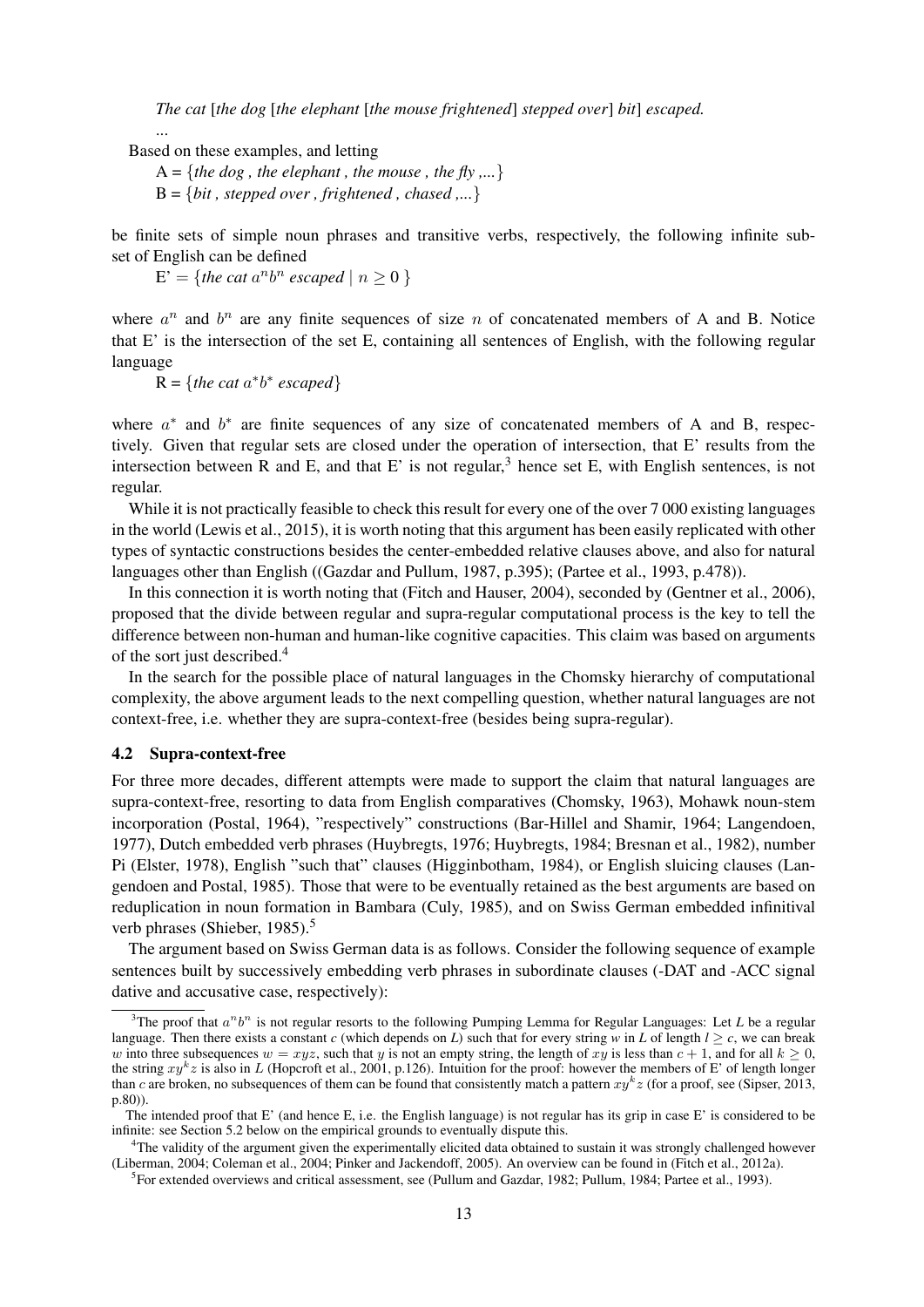*The cat* [*the dog* [*the elephant* [*the mouse frightened*] *stepped over*] *bit*] *escaped.*

...

Based on these examples, and letting

A = {*the dog , the elephant , the mouse , the fly ,...*}

B = {*bit , stepped over , frightened , chased ,...*}

be finite sets of simple noun phrases and transitive verbs, respectively, the following infinite subset of English can be defined

E' = {*the cat* $a^n b^n$ *escaped* | $n \geq 0$ }

where $a^n$ and $b^n$ are any finite sequences of size $n$ of concatenated members of A and B. Notice that E' is the intersection of the set E, containing all sentences of English, with the following regular language

R = {*the cat* $a^* b^*$ *escaped*}

where $a^*$ and $b^*$ are finite sequences of any size of concatenated members of A and B, respectively. Given that regular sets are closed under the operation of intersection, that E' results from the intersection between R and E, and that E' is not regular,[3] hence set E, with English sentences, is not regular.

While it is not practically feasible to check this result for every one of the over 7 000 existing languages in the world (Lewis et al., 2015), it is worth noting that this argument has been easily replicated with other types of syntactic constructions besides the center-embedded relative clauses above, and also for natural languages other than English ((Gazdar and Pullum, 1987, p.395); (Partee et al., 1993, p.478)).

In this connection it is worth noting that (Fitch and Hauser, 2004), seconded by (Gentner et al., 2006), proposed that the divide between regular and supra-regular computational process is the key to tell the difference between non-human and human-like cognitive capacities. This claim was based on arguments of the sort just described.[4]

In the search for the possible place of natural languages in the Chomsky hierarchy of computational complexity, the above argument leads to the next compelling question, whether natural languages are not context-free, i.e. whether they are supra-context-free (besides being supra-regular).

### 4.2 Supra-context-free

For three more decades, different attempts were made to support the claim that natural languages are supra-context-free, resorting to data from English comparatives (Chomsky, 1963), Mohawk noun-stem incorporation (Postal, 1964), "respectively" constructions (Bar-Hillel and Shamir, 1964; Langendoen, 1977), Dutch embedded verb phrases (Huybregts, 1976; Huybregts, 1984; Bresnan et al., 1982), number Pi (Elster, 1978), English "such that" clauses (Higginbotham, 1984), or English sluicing clauses (Langendoen and Postal, 1985). Those that were to be eventually retained as the best arguments are based on reduplication in noun formation in Bambara (Culy, 1985), and on Swiss German embedded infinitival verb phrases (Shieber, 1985).[5]

The argument based on Swiss German data is as follows. Consider the following sequence of example sentences built by successively embedding verb phrases in subordinate clauses (-DAT and -ACC signal dative and accusative case, respectively):

---

[3] The proof that $a^n b^n$ is not regular resorts to the following Pumping Lemma for Regular Languages: Let *L* be a regular language. Then there exists a constant *c* (which depends on *L*) such that for every string *w* in *L* of length $l \geq c$, we can break $w$ into three subsequences $w = xyz$, such that $y$ is not an empty string, the length of $xy$ is less than $c + 1$, and for all $k \geq 0$, the string $xy^k z$ is also in *L* (Hopcroft et al., 2001, p.126). Intuition for the proof: however the members of E' of length longer than $c$ are broken, no subsequences of them can be found that consistently match a pattern $xy^k z$ (for a proof, see (Sipser, 2013, p.80)).

The intended proof that E' (and hence E, i.e. the English language) is not regular has its grip in case E' is considered to be infinite: see Section 5.2 below on the empirical grounds to eventually dispute this.

[4] The validity of the argument given the experimentally elicited data obtained to sustain it was strongly challenged however (Liberman, 2004; Coleman et al., 2004; Pinker and Jackendoff, 2005). An overview can be found in (Fitch et al., 2012a).

[5] For extended overviews and critical assessment, see (Pullum and Gazdar, 1982; Pullum, 1984; Partee et al., 1993).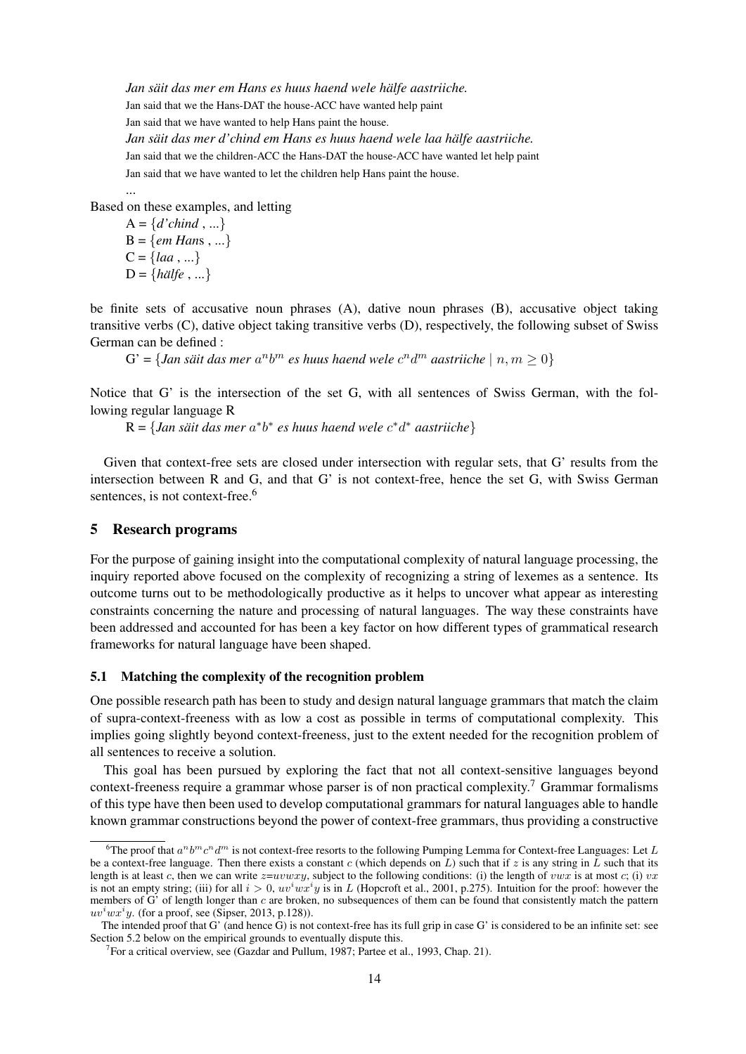*Jan säit das mer em Hans es huus haend wele hälfe aastriiche.*
Jan said that we the Hans-DAT the house-ACC have wanted help paint
Jan said that we have wanted to help Hans paint the house.
*Jan säit das mer d'chind em Hans es huus haend wele laa hälfe aastriiche.*
Jan said that we the children-ACC the Hans-DAT the house-ACC have wanted let help paint
Jan said that we have wanted to let the children help Hans paint the house.
...

Based on these examples, and letting

A = {*d'chind* , ...}
B = {*em Hans* , ...}
C = {*laa* , ...}
D = {*hälfe* , ...}

be finite sets of accusative noun phrases (A), dative noun phrases (B), accusative object taking transitive verbs (C), dative object taking transitive verbs (D), respectively, the following subset of Swiss German can be defined :

G' = {*Jan säit das mer* $a^n b^m$ *es huus haend wele* $c^n d^m$ *aastriiche* | $n, m \geq 0$}

Notice that G' is the intersection of the set G, with all sentences of Swiss German, with the following regular language R

R = {*Jan säit das mer* $a^* b^*$ *es huus haend wele* $c^* d^*$ *aastriiche*}

Given that context-free sets are closed under intersection with regular sets, that G' results from the intersection between R and G, and that G' is not context-free, hence the set G, with Swiss German sentences, is not context-free.[6]

## 5 Research programs

For the purpose of gaining insight into the computational complexity of natural language processing, the inquiry reported above focused on the complexity of recognizing a string of lexemes as a sentence. Its outcome turns out to be methodologically productive as it helps to uncover what appear as interesting constraints concerning the nature and processing of natural languages. The way these constraints have been addressed and accounted for has been a key factor on how different types of grammatical research frameworks for natural language have been shaped.

### 5.1 Matching the complexity of the recognition problem

One possible research path has been to study and design natural language grammars that match the claim of supra-context-freeness with as low a cost as possible in terms of computational complexity. This implies going slightly beyond context-freeness, just to the extent needed for the recognition problem of all sentences to receive a solution.

This goal has been pursued by exploring the fact that not all context-sensitive languages beyond context-freeness require a grammar whose parser is of non practical complexity.[7] Grammar formalisms of this type have then been used to develop computational grammars for natural languages able to handle known grammar constructions beyond the power of context-free grammars, thus providing a constructive

---

[6]The proof that $a^n b^m c^n d^m$ is not context-free resorts to the following Pumping Lemma for Context-free Languages: Let $L$ be a context-free language. Then there exists a constant $c$ (which depends on $L$) such that if $z$ is any string in $L$ such that its length is at least $c$, then we can write $z$=$uvwxy$, subject to the following conditions: (i) the length of $vwx$ is at most $c$; (i) $vx$ is not an empty string; (iii) for all $i > 0$, $uv^i wx^i y$ is in $L$ (Hopcroft et al., 2001, p.275). Intuition for the proof: however the members of G' of length longer than $c$ are broken, no subsequences of them can be found that consistently match the pattern $uv^i wx^i y$. (for a proof, see (Sipser, 2013, p.128)).

The intended proof that G' (and hence G) is not context-free has its full grip in case G' is considered to be an infinite set: see Section 5.2 below on the empirical grounds to eventually dispute this.

[7]For a critical overview, see (Gazdar and Pullum, 1987; Partee et al., 1993, Chap. 21).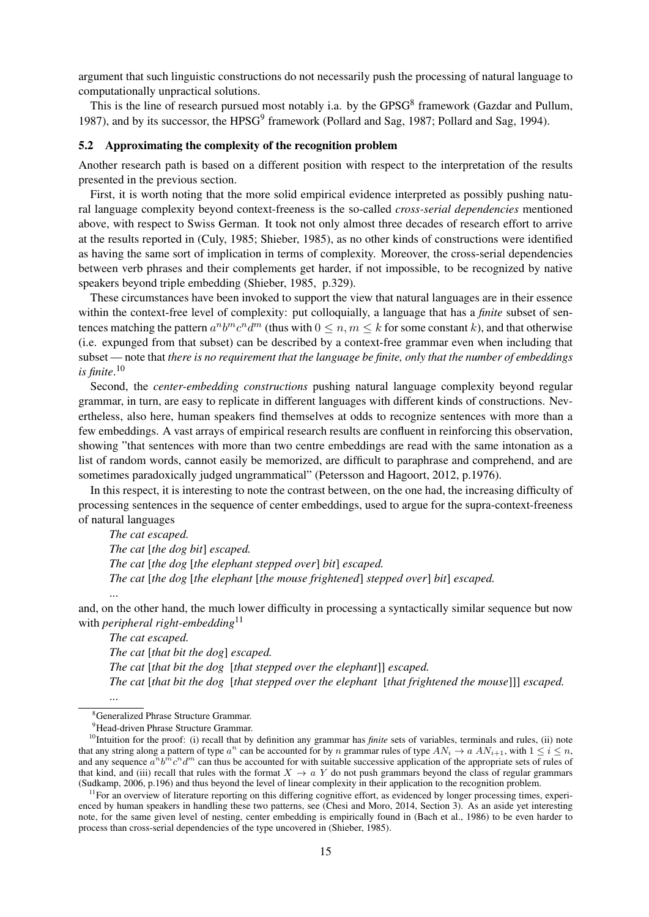argument that such linguistic constructions do not necessarily push the processing of natural language to computationally unpractical solutions.

This is the line of research pursued most notably i.a. by the GPSG[8] framework (Gazdar and Pullum, 1987), and by its successor, the HPSG[9] framework (Pollard and Sag, 1987; Pollard and Sag, 1994).

### 5.2 Approximating the complexity of the recognition problem

Another research path is based on a different position with respect to the interpretation of the results presented in the previous section.

First, it is worth noting that the more solid empirical evidence interpreted as possibly pushing natural language complexity beyond context-freeness is the so-called *cross-serial dependencies* mentioned above, with respect to Swiss German. It took not only almost three decades of research effort to arrive at the results reported in (Culy, 1985; Shieber, 1985), as no other kinds of constructions were identified as having the same sort of implication in terms of complexity. Moreover, the cross-serial dependencies between verb phrases and their complements get harder, if not impossible, to be recognized by native speakers beyond triple embedding (Shieber, 1985, p.329).

These circumstances have been invoked to support the view that natural languages are in their essence within the context-free level of complexity: put colloquially, a language that has a *finite* subset of sentences matching the pattern $a^n b^m c^n d^m$ (thus with $0 \leq n, m \leq k$ for some constant $k$), and that otherwise (i.e. expunged from that subset) can be described by a context-free grammar even when including that subset — note that *there is no requirement that the language be finite, only that the number of embeddings is finite*.[10]

Second, the *center-embedding constructions* pushing natural language complexity beyond regular grammar, in turn, are easy to replicate in different languages with different kinds of constructions. Nevertheless, also here, human speakers find themselves at odds to recognize sentences with more than a few embeddings. A vast arrays of empirical research results are confluent in reinforcing this observation, showing "that sentences with more than two centre embeddings are read with the same intonation as a list of random words, cannot easily be memorized, are difficult to paraphrase and comprehend, and are sometimes paradoxically judged ungrammatical" (Petersson and Hagoort, 2012, p.1976).

In this respect, it is interesting to note the contrast between, on the one had, the increasing difficulty of processing sentences in the sequence of center embeddings, used to argue for the supra-context-freeness of natural languages

> *The cat escaped.*
> *The cat* [*the dog bit*] *escaped.*
> *The cat* [*the dog* [*the elephant stepped over*] *bit*] *escaped.*
> *The cat* [*the dog* [*the elephant* [*the mouse frightened*] *stepped over*] *bit*] *escaped.*
> ...

and, on the other hand, the much lower difficulty in processing a syntactically similar sequence but now with *peripheral right-embedding*[11]

> *The cat escaped.*
> *The cat* [*that bit the dog*] *escaped.*
> *The cat* [*that bit the dog* [*that stepped over the elephant*]] *escaped.*
> *The cat* [*that bit the dog* [*that stepped over the elephant* [*that frightened the mouse*]]] *escaped.*
> ...

---

[8] Generalized Phrase Structure Grammar.

[9] Head-driven Phrase Structure Grammar.

[10] Intuition for the proof: (i) recall that by definition any grammar has *finite* sets of variables, terminals and rules, (ii) note that any string along a pattern of type $a^n$ can be accounted for by $n$ grammar rules of type $AN_i \rightarrow a\ AN_{i+1}$, with $1 \leq i \leq n$, and any sequence $a^n b^m c^n d^m$ can thus be accounted for with suitable successive application of the appropriate sets of rules of that kind, and (iii) recall that rules with the format $X \rightarrow a\ Y$ do not push grammars beyond the class of regular grammars (Sudkamp, 2006, p.196) and thus beyond the level of linear complexity in their application to the recognition problem.

[11] For an overview of literature reporting on this differing cognitive effort, as evidenced by longer processing times, experienced by human speakers in handling these two patterns, see (Chesi and Moro, 2014, Section 3). As an aside yet interesting note, for the same given level of nesting, center embedding is empirically found in (Bach et al., 1986) to be even harder to process than cross-serial dependencies of the type uncovered in (Shieber, 1985).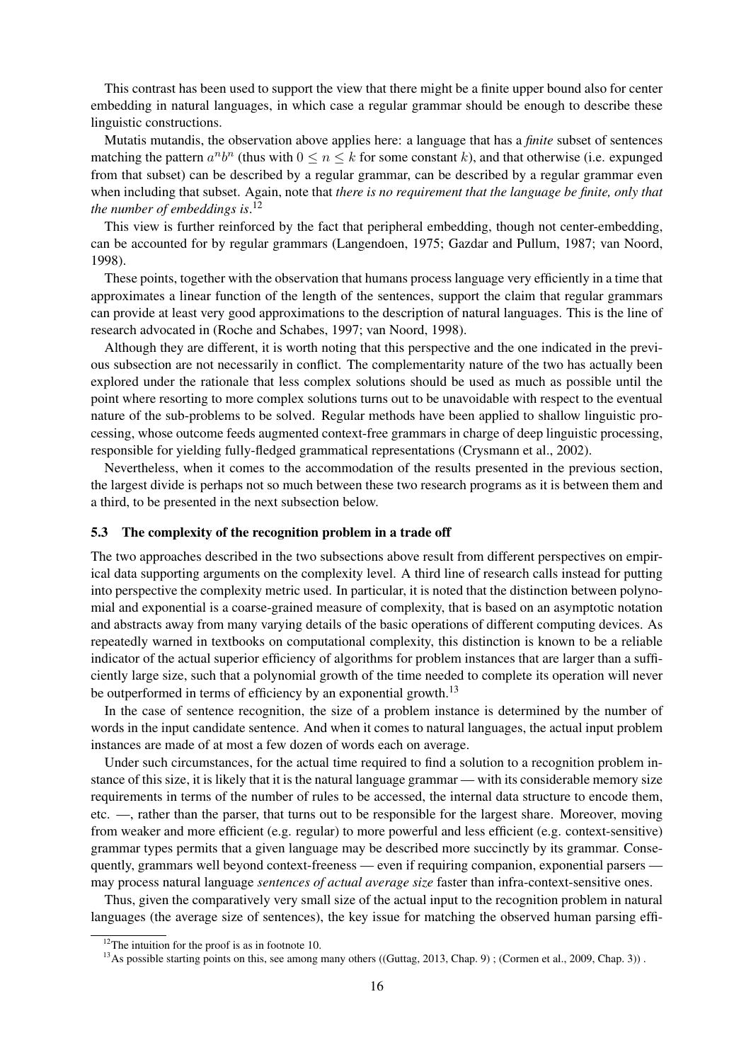This contrast has been used to support the view that there might be a finite upper bound also for center embedding in natural languages, in which case a regular grammar should be enough to describe these linguistic constructions.

Mutatis mutandis, the observation above applies here: a language that has a *finite* subset of sentences matching the pattern $a^n b^n$ (thus with $0 \leq n \leq k$ for some constant $k$), and that otherwise (i.e. expunged from that subset) can be described by a regular grammar, can be described by a regular grammar even when including that subset. Again, note that *there is no requirement that the language be finite, only that the number of embeddings is*.[12]

This view is further reinforced by the fact that peripheral embedding, though not center-embedding, can be accounted for by regular grammars (Langendoen, 1975; Gazdar and Pullum, 1987; van Noord, 1998).

These points, together with the observation that humans process language very efficiently in a time that approximates a linear function of the length of the sentences, support the claim that regular grammars can provide at least very good approximations to the description of natural languages. This is the line of research advocated in (Roche and Schabes, 1997; van Noord, 1998).

Although they are different, it is worth noting that this perspective and the one indicated in the previous subsection are not necessarily in conflict. The complementarity nature of the two has actually been explored under the rationale that less complex solutions should be used as much as possible until the point where resorting to more complex solutions turns out to be unavoidable with respect to the eventual nature of the sub-problems to be solved. Regular methods have been applied to shallow linguistic processing, whose outcome feeds augmented context-free grammars in charge of deep linguistic processing, responsible for yielding fully-fledged grammatical representations (Crysmann et al., 2002).

Nevertheless, when it comes to the accommodation of the results presented in the previous section, the largest divide is perhaps not so much between these two research programs as it is between them and a third, to be presented in the next subsection below.

### 5.3 The complexity of the recognition problem in a trade off

The two approaches described in the two subsections above result from different perspectives on empirical data supporting arguments on the complexity level. A third line of research calls instead for putting into perspective the complexity metric used. In particular, it is noted that the distinction between polynomial and exponential is a coarse-grained measure of complexity, that is based on an asymptotic notation and abstracts away from many varying details of the basic operations of different computing devices. As repeatedly warned in textbooks on computational complexity, this distinction is known to be a reliable indicator of the actual superior efficiency of algorithms for problem instances that are larger than a sufficiently large size, such that a polynomial growth of the time needed to complete its operation will never be outperformed in terms of efficiency by an exponential growth.[13]

In the case of sentence recognition, the size of a problem instance is determined by the number of words in the input candidate sentence. And when it comes to natural languages, the actual input problem instances are made of at most a few dozen of words each on average.

Under such circumstances, for the actual time required to find a solution to a recognition problem instance of this size, it is likely that it is the natural language grammar — with its considerable memory size requirements in terms of the number of rules to be accessed, the internal data structure to encode them, etc. —, rather than the parser, that turns out to be responsible for the largest share. Moreover, moving from weaker and more efficient (e.g. regular) to more powerful and less efficient (e.g. context-sensitive) grammar types permits that a given language may be described more succinctly by its grammar. Consequently, grammars well beyond context-freeness — even if requiring companion, exponential parsers — may process natural language *sentences of actual average size* faster than infra-context-sensitive ones.

Thus, given the comparatively very small size of the actual input to the recognition problem in natural languages (the average size of sentences), the key issue for matching the observed human parsing effi-

---

[12] The intuition for the proof is as in footnote 10.

[13] As possible starting points on this, see among many others ((Guttag, 2013, Chap. 9) ; (Cormen et al., 2009, Chap. 3)) .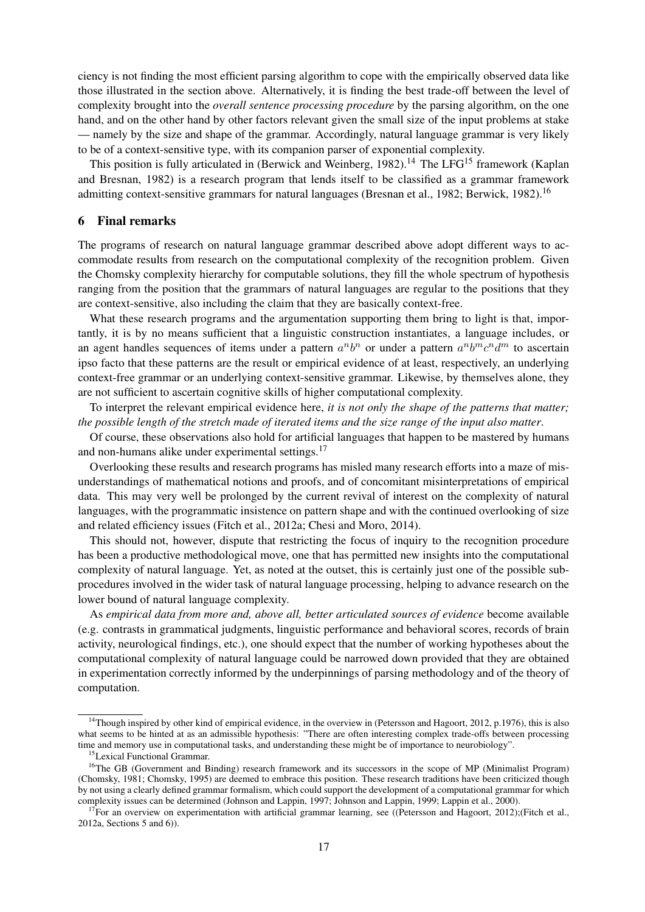ciency is not finding the most efficient parsing algorithm to cope with the empirically observed data like those illustrated in the section above. Alternatively, it is finding the best trade-off between the level of complexity brought into the *overall sentence processing procedure* by the parsing algorithm, on the one hand, and on the other hand by other factors relevant given the small size of the input problems at stake — namely by the size and shape of the grammar. Accordingly, natural language grammar is very likely to be of a context-sensitive type, with its companion parser of exponential complexity.

This position is fully articulated in (Berwick and Weinberg, 1982).[14] The LFG[15] framework (Kaplan and Bresnan, 1982) is a research program that lends itself to be classified as a grammar framework admitting context-sensitive grammars for natural languages (Bresnan et al., 1982; Berwick, 1982).[16]

## 6 Final remarks

The programs of research on natural language grammar described above adopt different ways to accommodate results from research on the computational complexity of the recognition problem. Given the Chomsky complexity hierarchy for computable solutions, they fill the whole spectrum of hypothesis ranging from the position that the grammars of natural languages are regular to the positions that they are context-sensitive, also including the claim that they are basically context-free.

What these research programs and the argumentation supporting them bring to light is that, importantly, it is by no means sufficient that a linguistic construction instantiates, a language includes, or an agent handles sequences of items under a pattern $a^n b^n$ or under a pattern $a^n b^m c^n d^m$ to ascertain ipso facto that these patterns are the result or empirical evidence of at least, respectively, an underlying context-free grammar or an underlying context-sensitive grammar. Likewise, by themselves alone, they are not sufficient to ascertain cognitive skills of higher computational complexity.

To interpret the relevant empirical evidence here, *it is not only the shape of the patterns that matter; the possible length of the stretch made of iterated items and the size range of the input also matter*.

Of course, these observations also hold for artificial languages that happen to be mastered by humans and non-humans alike under experimental settings.[17]

Overlooking these results and research programs has misled many research efforts into a maze of misunderstandings of mathematical notions and proofs, and of concomitant misinterpretations of empirical data. This may very well be prolonged by the current revival of interest on the complexity of natural languages, with the programmatic insistence on pattern shape and with the continued overlooking of size and related efficiency issues (Fitch et al., 2012a; Chesi and Moro, 2014).

This should not, however, dispute that restricting the focus of inquiry to the recognition procedure has been a productive methodological move, one that has permitted new insights into the computational complexity of natural language. Yet, as noted at the outset, this is certainly just one of the possible subprocedures involved in the wider task of natural language processing, helping to advance research on the lower bound of natural language complexity.

As *empirical data from more and, above all, better articulated sources of evidence* become available (e.g. contrasts in grammatical judgments, linguistic performance and behavioral scores, records of brain activity, neurological findings, etc.), one should expect that the number of working hypotheses about the computational complexity of natural language could be narrowed down provided that they are obtained in experimentation correctly informed by the underpinnings of parsing methodology and of the theory of computation.

---

[14] Though inspired by other kind of empirical evidence, in the overview in (Petersson and Hagoort, 2012, p.1976), this is also what seems to be hinted at as an admissible hypothesis: "There are often interesting complex trade-offs between processing time and memory use in computational tasks, and understanding these might be of importance to neurobiology".

[15] Lexical Functional Grammar.

[16] The GB (Government and Binding) research framework and its successors in the scope of MP (Minimalist Program) (Chomsky, 1981; Chomsky, 1995) are deemed to embrace this position. These research traditions have been criticized though by not using a clearly defined grammar formalism, which could support the development of a computational grammar for which complexity issues can be determined (Johnson and Lappin, 1997; Johnson and Lappin, 1999; Lappin et al., 2000).

[17] For an overview on experimentation with artificial grammar learning, see ((Petersson and Hagoort, 2012);(Fitch et al., 2012a, Sections 5 and 6)).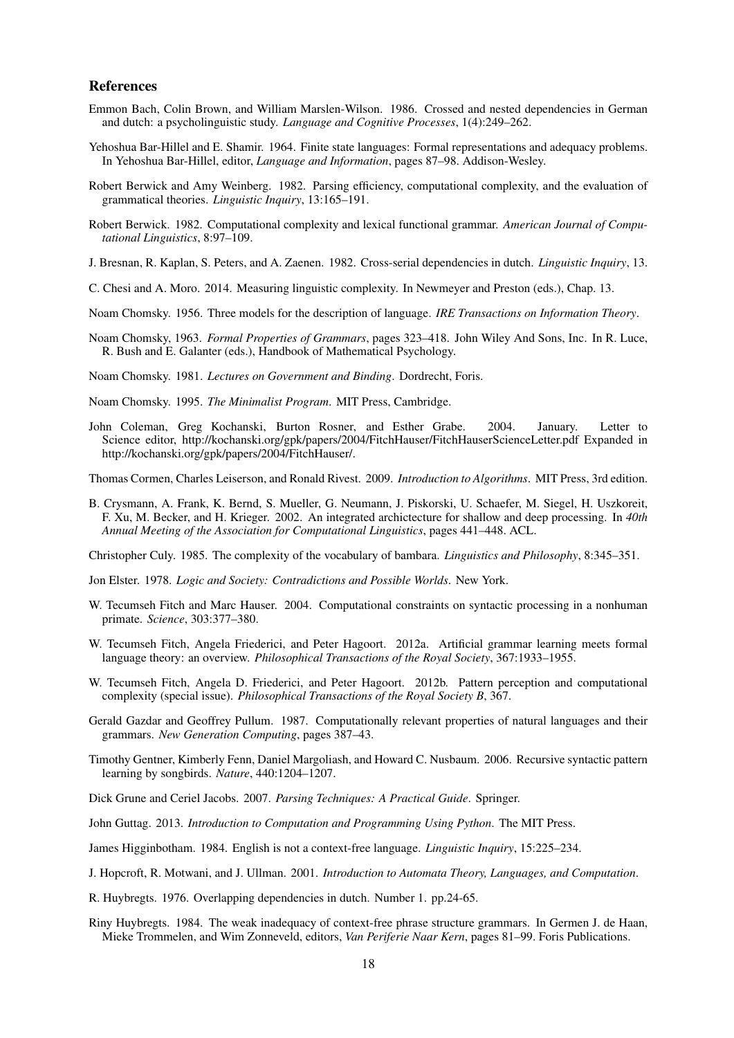## References

Emmon Bach, Colin Brown, and William Marslen-Wilson. 1986. Crossed and nested dependencies in German and dutch: a psycholinguistic study. *Language and Cognitive Processes*, 1(4):249–262.

Yehoshua Bar-Hillel and E. Shamir. 1964. Finite state languages: Formal representations and adequacy problems. In Yehoshua Bar-Hillel, editor, *Language and Information*, pages 87–98. Addison-Wesley.

Robert Berwick and Amy Weinberg. 1982. Parsing efficiency, computational complexity, and the evaluation of grammatical theories. *Linguistic Inquiry*, 13:165–191.

Robert Berwick. 1982. Computational complexity and lexical functional grammar. *American Journal of Computational Linguistics*, 8:97–109.

J. Bresnan, R. Kaplan, S. Peters, and A. Zaenen. 1982. Cross-serial dependencies in dutch. *Linguistic Inquiry*, 13.

C. Chesi and A. Moro. 2014. Measuring linguistic complexity. In Newmeyer and Preston (eds.), Chap. 13.

Noam Chomsky. 1956. Three models for the description of language. *IRE Transactions on Information Theory*.

Noam Chomsky, 1963. *Formal Properties of Grammars*, pages 323–418. John Wiley And Sons, Inc. In R. Luce, R. Bush and E. Galanter (eds.), Handbook of Mathematical Psychology.

Noam Chomsky. 1981. *Lectures on Government and Binding*. Dordrecht, Foris.

Noam Chomsky. 1995. *The Minimalist Program*. MIT Press, Cambridge.

John Coleman, Greg Kochanski, Burton Rosner, and Esther Grabe. 2004. January. Letter to Science editor, http://kochanski.org/gpk/papers/2004/FitchHauser/FitchHauserScienceLetter.pdf Expanded in http://kochanski.org/gpk/papers/2004/FitchHauser/.

Thomas Cormen, Charles Leiserson, and Ronald Rivest. 2009. *Introduction to Algorithms*. MIT Press, 3rd edition.

B. Crysmann, A. Frank, K. Bernd, S. Mueller, G. Neumann, J. Piskorski, U. Schaefer, M. Siegel, H. Uszkoreit, F. Xu, M. Becker, and H. Krieger. 2002. An integrated archictecture for shallow and deep processing. In *40th Annual Meeting of the Association for Computational Linguistics*, pages 441–448. ACL.

Christopher Culy. 1985. The complexity of the vocabulary of bambara. *Linguistics and Philosophy*, 8:345–351.

Jon Elster. 1978. *Logic and Society: Contradictions and Possible Worlds*. New York.

W. Tecumseh Fitch and Marc Hauser. 2004. Computational constraints on syntactic processing in a nonhuman primate. *Science*, 303:377–380.

W. Tecumseh Fitch, Angela Friederici, and Peter Hagoort. 2012a. Artificial grammar learning meets formal language theory: an overview. *Philosophical Transactions of the Royal Society*, 367:1933–1955.

W. Tecumseh Fitch, Angela D. Friederici, and Peter Hagoort. 2012b. Pattern perception and computational complexity (special issue). *Philosophical Transactions of the Royal Society B*, 367.

Gerald Gazdar and Geoffrey Pullum. 1987. Computationally relevant properties of natural languages and their grammars. *New Generation Computing*, pages 387–43.

Timothy Gentner, Kimberly Fenn, Daniel Margoliash, and Howard C. Nusbaum. 2006. Recursive syntactic pattern learning by songbirds. *Nature*, 440:1204–1207.

Dick Grune and Ceriel Jacobs. 2007. *Parsing Techniques: A Practical Guide*. Springer.

John Guttag. 2013. *Introduction to Computation and Programming Using Python*. The MIT Press.

James Higginbotham. 1984. English is not a context-free language. *Linguistic Inquiry*, 15:225–234.

J. Hopcroft, R. Motwani, and J. Ullman. 2001. *Introduction to Automata Theory, Languages, and Computation*.

R. Huybregts. 1976. Overlapping dependencies in dutch. Number 1. pp.24-65.

Riny Huybregts. 1984. The weak inadequacy of context-free phrase structure grammars. In Germen J. de Haan, Mieke Trommelen, and Wim Zonneveld, editors, *Van Periferie Naar Kern*, pages 81–99. Foris Publications.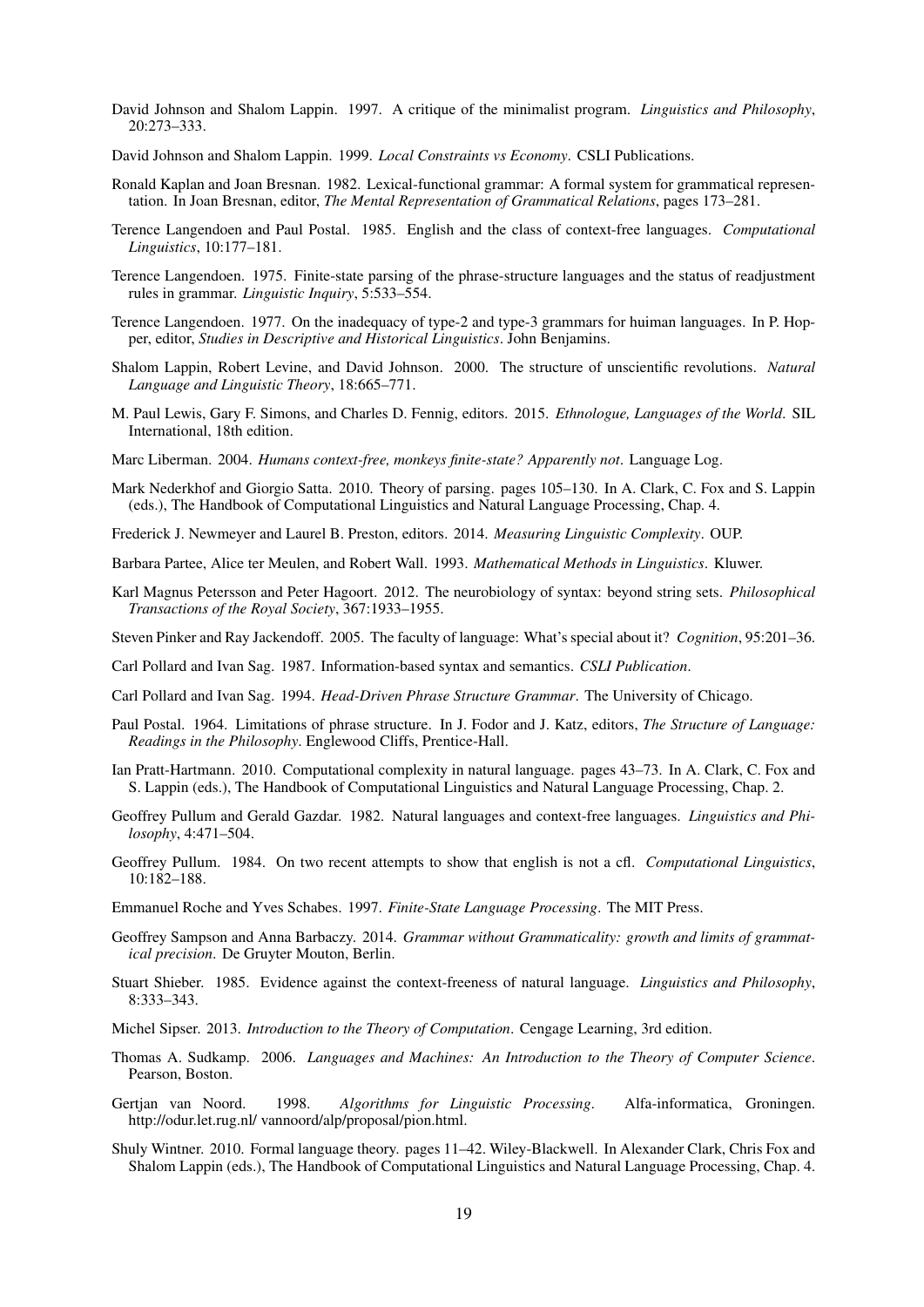David Johnson and Shalom Lappin. 1997. A critique of the minimalist program. *Linguistics and Philosophy*, 20:273–333.

David Johnson and Shalom Lappin. 1999. *Local Constraints vs Economy*. CSLI Publications.

Ronald Kaplan and Joan Bresnan. 1982. Lexical-functional grammar: A formal system for grammatical representation. In Joan Bresnan, editor, *The Mental Representation of Grammatical Relations*, pages 173–281.

Terence Langendoen and Paul Postal. 1985. English and the class of context-free languages. *Computational Linguistics*, 10:177–181.

Terence Langendoen. 1975. Finite-state parsing of the phrase-structure languages and the status of readjustment rules in grammar. *Linguistic Inquiry*, 5:533–554.

Terence Langendoen. 1977. On the inadequacy of type-2 and type-3 grammars for huiman languages. In P. Hopper, editor, *Studies in Descriptive and Historical Linguistics*. John Benjamins.

Shalom Lappin, Robert Levine, and David Johnson. 2000. The structure of unscientific revolutions. *Natural Language and Linguistic Theory*, 18:665–771.

M. Paul Lewis, Gary F. Simons, and Charles D. Fennig, editors. 2015. *Ethnologue, Languages of the World*. SIL International, 18th edition.

Marc Liberman. 2004. *Humans context-free, monkeys finite-state? Apparently not*. Language Log.

Mark Nederkhof and Giorgio Satta. 2010. Theory of parsing. pages 105–130. In A. Clark, C. Fox and S. Lappin (eds.), The Handbook of Computational Linguistics and Natural Language Processing, Chap. 4.

Frederick J. Newmeyer and Laurel B. Preston, editors. 2014. *Measuring Linguistic Complexity*. OUP.

Barbara Partee, Alice ter Meulen, and Robert Wall. 1993. *Mathematical Methods in Linguistics*. Kluwer.

Karl Magnus Petersson and Peter Hagoort. 2012. The neurobiology of syntax: beyond string sets. *Philosophical Transactions of the Royal Society*, 367:1933–1955.

Steven Pinker and Ray Jackendoff. 2005. The faculty of language: What's special about it? *Cognition*, 95:201–36.

Carl Pollard and Ivan Sag. 1987. Information-based syntax and semantics. *CSLI Publication*.

Carl Pollard and Ivan Sag. 1994. *Head-Driven Phrase Structure Grammar*. The University of Chicago.

Paul Postal. 1964. Limitations of phrase structure. In J. Fodor and J. Katz, editors, *The Structure of Language: Readings in the Philosophy*. Englewood Cliffs, Prentice-Hall.

Ian Pratt-Hartmann. 2010. Computational complexity in natural language. pages 43–73. In A. Clark, C. Fox and S. Lappin (eds.), The Handbook of Computational Linguistics and Natural Language Processing, Chap. 2.

Geoffrey Pullum and Gerald Gazdar. 1982. Natural languages and context-free languages. *Linguistics and Philosophy*, 4:471–504.

Geoffrey Pullum. 1984. On two recent attempts to show that english is not a cfl. *Computational Linguistics*, 10:182–188.

Emmanuel Roche and Yves Schabes. 1997. *Finite-State Language Processing*. The MIT Press.

Geoffrey Sampson and Anna Barbaczy. 2014. *Grammar without Grammaticality: growth and limits of grammatical precision*. De Gruyter Mouton, Berlin.

Stuart Shieber. 1985. Evidence against the context-freeness of natural language. *Linguistics and Philosophy*, 8:333–343.

Michel Sipser. 2013. *Introduction to the Theory of Computation*. Cengage Learning, 3rd edition.

Thomas A. Sudkamp. 2006. *Languages and Machines: An Introduction to the Theory of Computer Science*. Pearson, Boston.

Gertjan van Noord. 1998. *Algorithms for Linguistic Processing*. Alfa-informatica, Groningen. http://odur.let.rug.nl/ vannoord/alp/proposal/pion.html.

Shuly Wintner. 2010. Formal language theory. pages 11–42. Wiley-Blackwell. In Alexander Clark, Chris Fox and Shalom Lappin (eds.), The Handbook of Computational Linguistics and Natural Language Processing, Chap. 4.